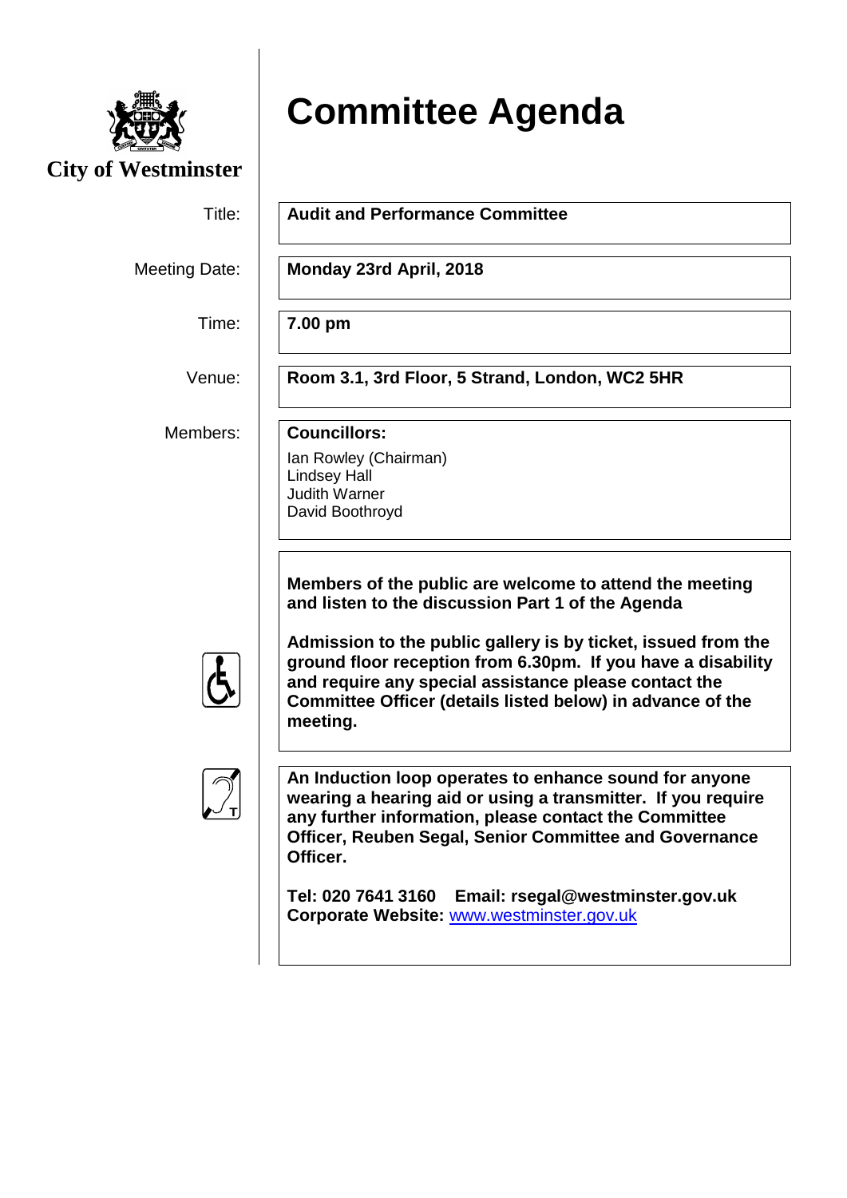City of Westminster

# Committee Agenda

| | |
|---|---|
| Title: | **Audit and Performance Committee** |
| Meeting Date: | **Monday 23rd April, 2018** |
| Time: | **7.00 pm** |
| Venue: | **Room 3.1, 3rd Floor, 5 Strand, London, WC2 5HR** |
| Members: | **Councillors:** Ian Rowley (Chairman), Lindsey Hall, Judith Warner, David Boothroyd |

**Members of the public are welcome to attend the meeting and listen to the discussion Part 1 of the Agenda**

**Admission to the public gallery is by ticket, issued from the ground floor reception from 6.30pm. If you have a disability and require any special assistance please contact the Committee Officer (details listed below) in advance of the meeting.**

**An Induction loop operates to enhance sound for anyone wearing a hearing aid or using a transmitter. If you require any further information, please contact the Committee Officer, Reuben Segal, Senior Committee and Governance Officer.**

**Tel: 020 7641 3160 Email: rsegal@westminster.gov.uk**
**Corporate Website:** www.westminster.gov.uk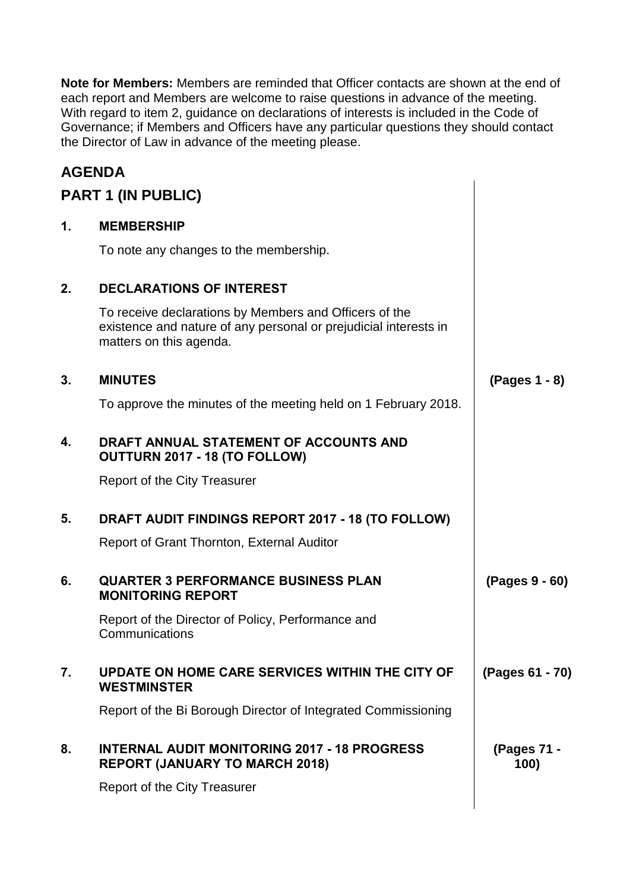**Note for Members:** Members are reminded that Officer contacts are shown at the end of each report and Members are welcome to raise questions in advance of the meeting. With regard to item 2, guidance on declarations of interests is included in the Code of Governance; if Members and Officers have any particular questions they should contact the Director of Law in advance of the meeting please.

## AGENDA

## PART 1 (IN PUBLIC)

**1. MEMBERSHIP**

To note any changes to the membership.

**2. DECLARATIONS OF INTEREST**

To receive declarations by Members and Officers of the existence and nature of any personal or prejudicial interests in matters on this agenda.

**3. MINUTES** **(Pages 1 - 8)**

To approve the minutes of the meeting held on 1 February 2018.

**4. DRAFT ANNUAL STATEMENT OF ACCOUNTS AND OUTTURN 2017 - 18 (TO FOLLOW)**

Report of the City Treasurer

**5. DRAFT AUDIT FINDINGS REPORT 2017 - 18 (TO FOLLOW)**

Report of Grant Thornton, External Auditor

**6. QUARTER 3 PERFORMANCE BUSINESS PLAN MONITORING REPORT** **(Pages 9 - 60)**

Report of the Director of Policy, Performance and Communications

**7. UPDATE ON HOME CARE SERVICES WITHIN THE CITY OF WESTMINSTER** **(Pages 61 - 70)**

Report of the Bi Borough Director of Integrated Commissioning

**8. INTERNAL AUDIT MONITORING 2017 - 18 PROGRESS REPORT (JANUARY TO MARCH 2018)** **(Pages 71 - 100)**

Report of the City Treasurer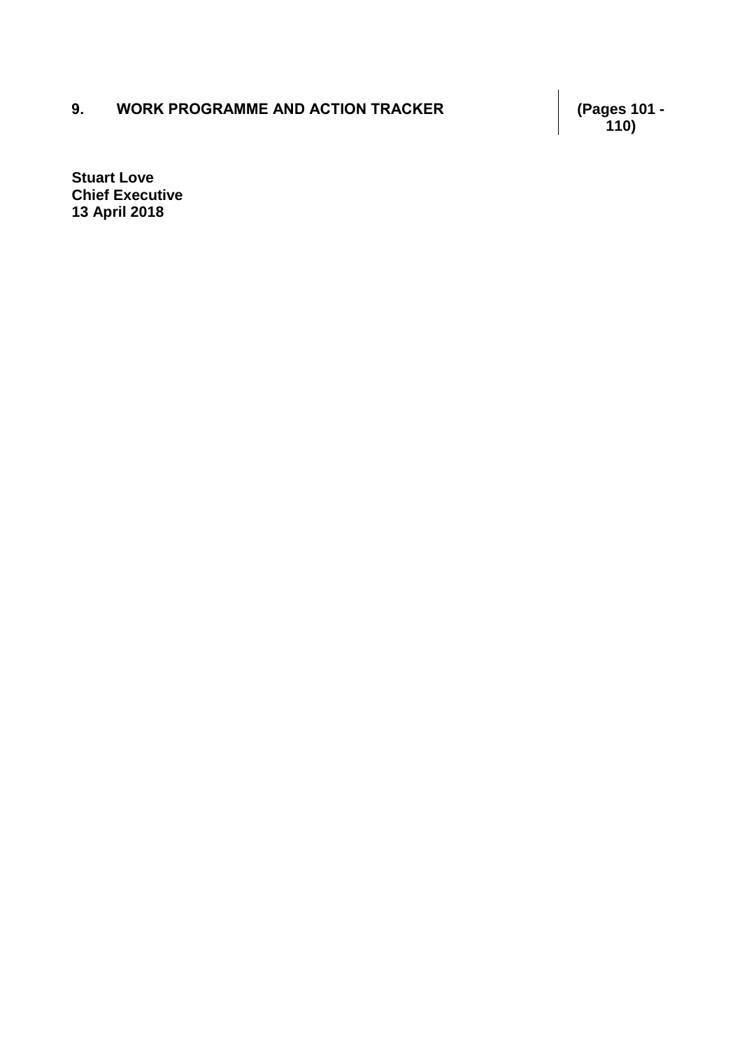**9. WORK PROGRAMME AND ACTION TRACKER** **(Pages 101 - 110)**

**Stuart Love**
**Chief Executive**
**13 April 2018**